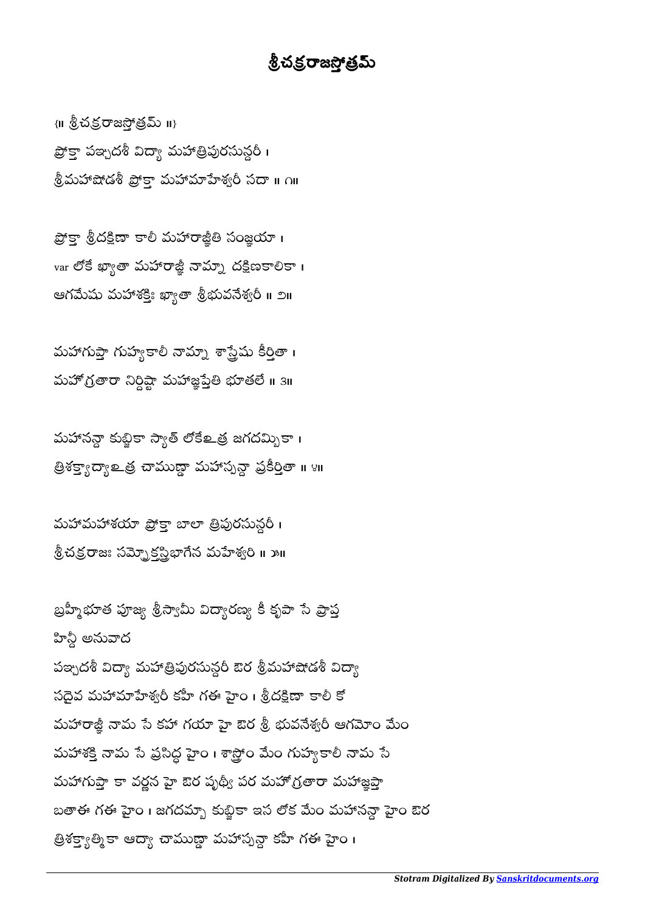# శ్రీచక్రరాజస్తోత్రమ్

{॥ శ్రీచక్రరాజస్తోత్రమ్ ॥}

ప్రోక్తా పఞ్చదశీ విద్యా మహాత్రిపురసున్దరీ ।
శ్రీమహాషోడశీ ప్రోక్తా మహామాహేశ్వరీ సదా ॥ ౧॥

ప్రోక్తా శ్రీదక్షిణా కాలీ మహారాజ్ఞీతి సంజ్ఞయా ।
var లోకే ఖ్యాతా మహారాజ్ఞీ నామ్నా దక్షిణకాలికా ।
ఆగమేషు మహాశక్తిః ఖ్యాతా శ్రీభువనేశ్వరీ ॥ ౨॥

మహాగుప్తా గుహ్యకాలీ నామ్నా శాస్త్రేషు కీర్తితా ।
మహోగ్రతారా నిర్దిష్టా మహాజ్ఞప్తేతి భూతలే ॥ ౩॥

మహానన్దా కుబ్జికా స్యాత్ లోకేఽత్ర జగదమ్బికా ।
త్రిశక్త్యాద్యాఽత్ర చాముణ్డా మహాస్పన్దా ప్రకీర్తితా ॥ ౪॥

మహామహాశయా ప్రోక్తా బాలా త్రిపురసున్దరీ ।
శ్రీచక్రరాజః సమ్ప్రోక్తస్త్రిభాగేన మహేశ్వరి ॥ ౫॥

బ్రహ్మీభూత పూజ్య శ్రీస్వామీ విద్యారణ్య కీ కృపా సే ప్రాప్త
హిన్దీ అనువాద
పఞ్చదశీ విద్యా మహాత్రిపురసున్దరీ ఔర శ్రీమహాషోడశీ విద్యా
సదైవ మహామాహేశ్వరీ కహీ గఈ హైం । శ్రీదక్షిణా కాలీ కో
మహారాజ్ఞీ నామ సే కహా గయా హై ఔర శ్రీ భువనేశ్వరీ ఆగమోం మేం
మహాశక్తి నామ సే ప్రసిద్ధ హైం । శాస్త్రోం మేం గుహ్యకాలీ నామ సే
మహాగుప్తా కా వర్ణన హై ఔర పృథ్వీ పర మహోగ్రతారా మహాజ్ఞప్తా
బతాఈ గఈ హైం । జగదమ్బా కుబ్జికా ఇస లోక మేం మహానన్దా హైం ఔర
త్రిశక్త్యాత్మికా ఆద్యా చాముణ్డా మహాస్పన్దా కహీ గఈ హైం ।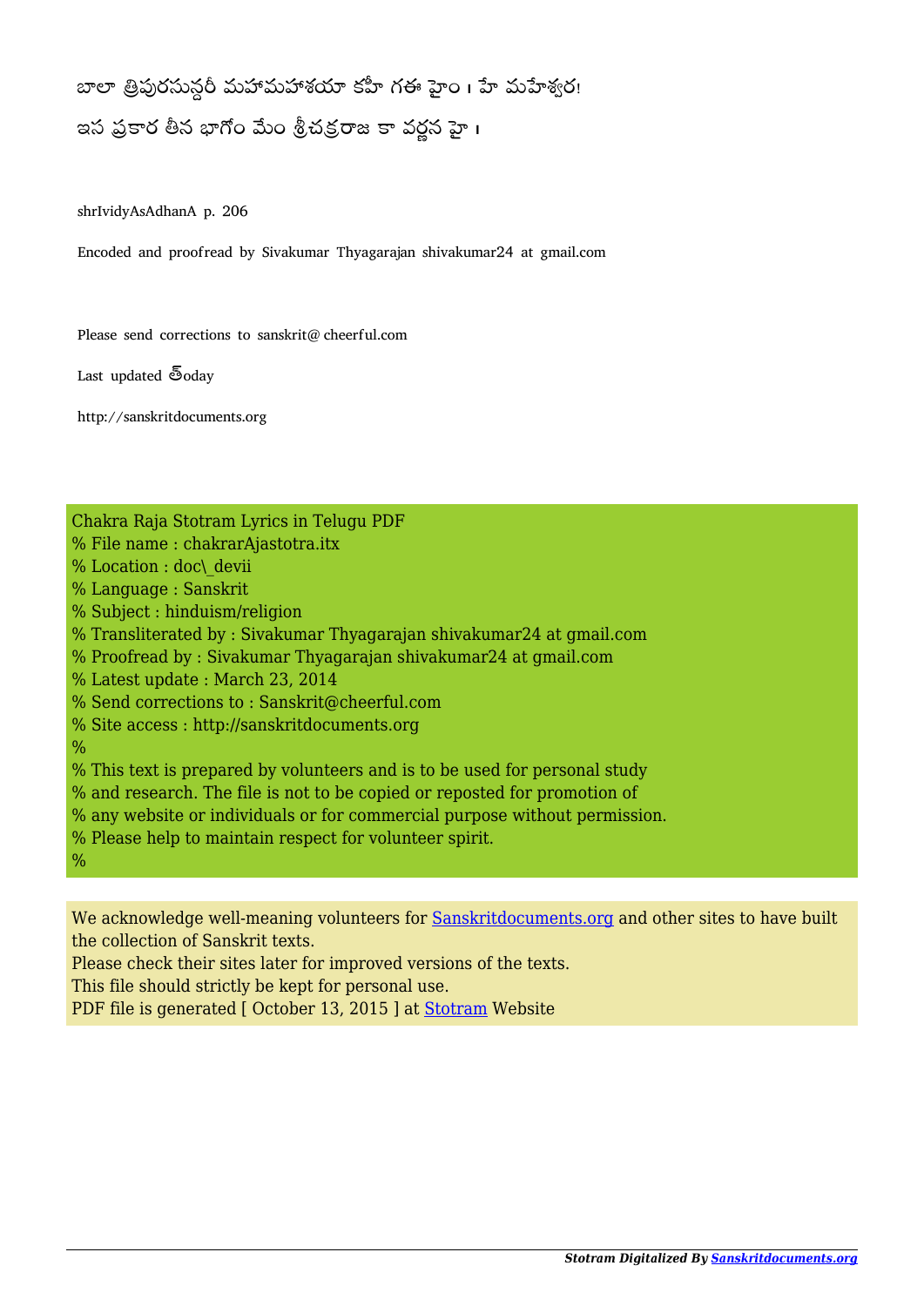బాలా త్రిపురసున్దరీ మహామహాశయా కహీ గఈ హైం । హే మహేశ్వర!

ఇస ప్రకార తీన భాగోం మేం శ్రీచక్రరాజ కా వర్ణన హై ।

shrIvidyAsAdhanA p. 206

Encoded and proofread by Sivakumar Thyagarajan shivakumar24 at gmail.com

Please send corrections to sanskrit@ cheerful.com

Last updated త్oday

http://sanskritdocuments.org

Chakra Raja Stotram Lyrics in Telugu PDF
% File name : chakrarAjastotra.itx
% Location : doc\_devii
% Language : Sanskrit
% Subject : hinduism/religion
% Transliterated by : Sivakumar Thyagarajan shivakumar24 at gmail.com
% Proofread by : Sivakumar Thyagarajan shivakumar24 at gmail.com
% Latest update : March 23, 2014
% Send corrections to : Sanskrit@cheerful.com
% Site access : http://sanskritdocuments.org
%
% This text is prepared by volunteers and is to be used for personal study
% and research. The file is not to be copied or reposted for promotion of
% any website or individuals or for commercial purpose without permission.
% Please help to maintain respect for volunteer spirit.
%

We acknowledge well-meaning volunteers for Sanskritdocuments.org and other sites to have built the collection of Sanskrit texts.
Please check their sites later for improved versions of the texts.
This file should strictly be kept for personal use.
PDF file is generated [ October 13, 2015 ] at Stotram Website